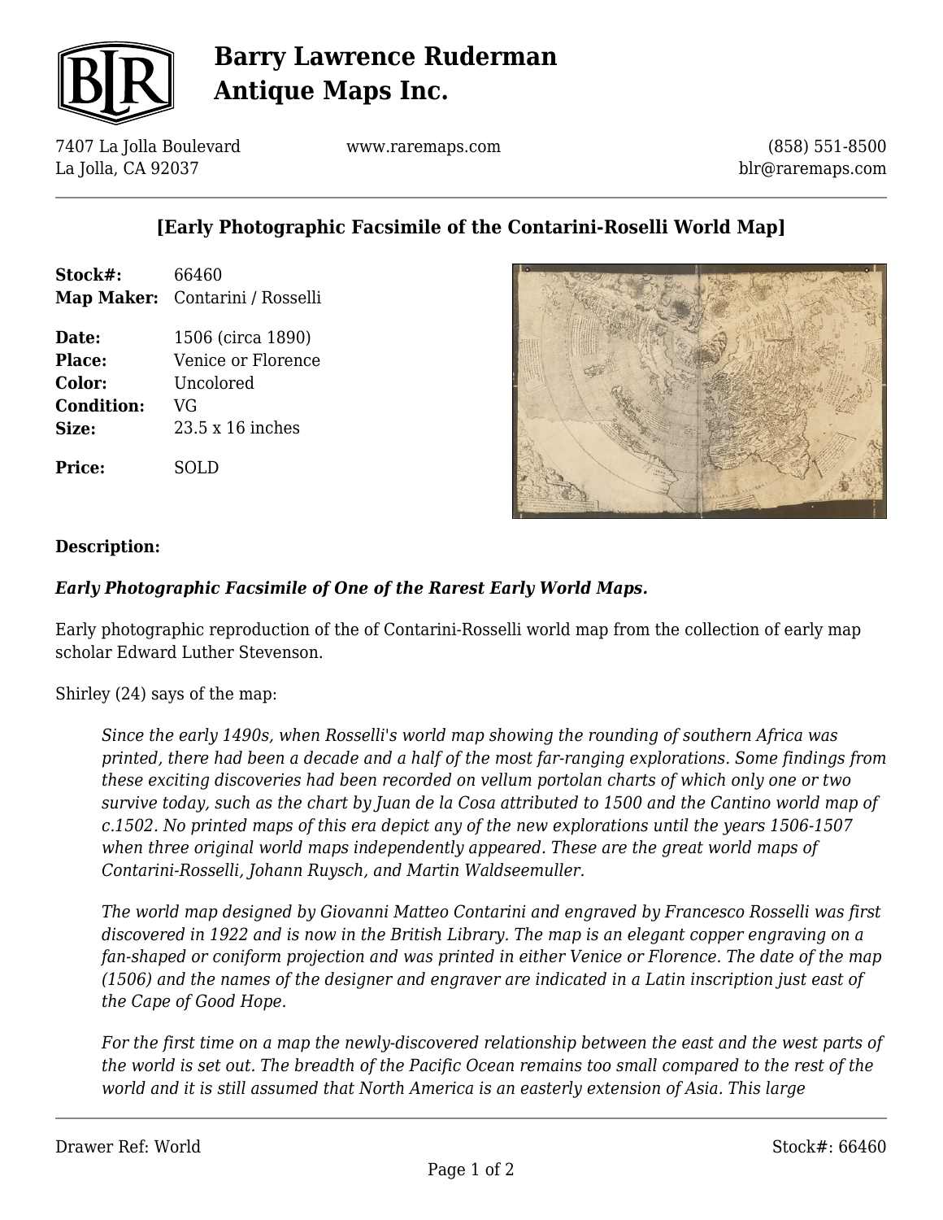# Barry Lawrence Ruderman Antique Maps Inc.

7407 La Jolla Boulevard
La Jolla, CA 92037

www.raremaps.com

(858) 551-8500
blr@raremaps.com

## [Early Photographic Facsimile of the Contarini-Roselli World Map]

**Stock#:** 66460
**Map Maker:** Contarini / Rosselli

**Date:** 1506 (circa 1890)
**Place:** Venice or Florence
**Color:** Uncolored
**Condition:** VG
**Size:** 23.5 x 16 inches

**Price:** SOLD

**Description:**

***Early Photographic Facsimile of One of the Rarest Early World Maps.***

Early photographic reproduction of the of Contarini-Rosselli world map from the collection of early map scholar Edward Luther Stevenson.

Shirley (24) says of the map:

> *Since the early 1490s, when Rosselli's world map showing the rounding of southern Africa was printed, there had been a decade and a half of the most far-ranging explorations. Some findings from these exciting discoveries had been recorded on vellum portolan charts of which only one or two survive today, such as the chart by Juan de la Cosa attributed to 1500 and the Cantino world map of c.1502. No printed maps of this era depict any of the new explorations until the years 1506-1507 when three original world maps independently appeared. These are the great world maps of Contarini-Rosselli, Johann Ruysch, and Martin Waldseemuller.*
>
> *The world map designed by Giovanni Matteo Contarini and engraved by Francesco Rosselli was first discovered in 1922 and is now in the British Library. The map is an elegant copper engraving on a fan-shaped or coniform projection and was printed in either Venice or Florence. The date of the map (1506) and the names of the designer and engraver are indicated in a Latin inscription just east of the Cape of Good Hope.*
>
> *For the first time on a map the newly-discovered relationship between the east and the west parts of the world is set out. The breadth of the Pacific Ocean remains too small compared to the rest of the world and it is still assumed that North America is an easterly extension of Asia. This large*

Drawer Ref: World

Stock#: 66460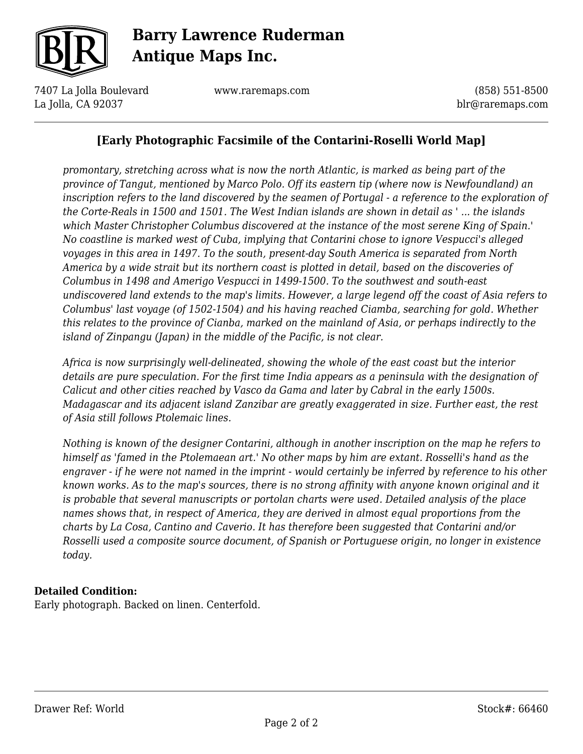*promontary, stretching across what is now the north Atlantic, is marked as being part of the province of Tangut, mentioned by Marco Polo. Off its eastern tip (where now is Newfoundland) an inscription refers to the land discovered by the seamen of Portugal - a reference to the exploration of the Corte-Reals in 1500 and 1501. The West Indian islands are shown in detail as ' ... the islands which Master Christopher Columbus discovered at the instance of the most serene King of Spain.' No coastline is marked west of Cuba, implying that Contarini chose to ignore Vespucci's alleged voyages in this area in 1497. To the south, present-day South America is separated from North America by a wide strait but its northern coast is plotted in detail, based on the discoveries of Columbus in 1498 and Amerigo Vespucci in 1499-1500. To the southwest and south-east undiscovered land extends to the map's limits. However, a large legend off the coast of Asia refers to Columbus' last voyage (of 1502-1504) and his having reached Ciamba, searching for gold. Whether this relates to the province of Cianba, marked on the mainland of Asia, or perhaps indirectly to the island of Zinpangu (Japan) in the middle of the Pacific, is not clear.*

*Africa is now surprisingly well-delineated, showing the whole of the east coast but the interior details are pure speculation. For the first time India appears as a peninsula with the designation of Calicut and other cities reached by Vasco da Gama and later by Cabral in the early 1500s. Madagascar and its adjacent island Zanzibar are greatly exaggerated in size. Further east, the rest of Asia still follows Ptolemaic lines.*

*Nothing is known of the designer Contarini, although in another inscription on the map he refers to himself as 'famed in the Ptolemaean art.' No other maps by him are extant. Rosselli's hand as the engraver - if he were not named in the imprint - would certainly be inferred by reference to his other known works. As to the map's sources, there is no strong affinity with anyone known original and it is probable that several manuscripts or portolan charts were used. Detailed analysis of the place names shows that, in respect of America, they are derived in almost equal proportions from the charts by La Cosa, Cantino and Caverio. It has therefore been suggested that Contarini and/or Rosselli used a composite source document, of Spanish or Portuguese origin, no longer in existence today.*

**Detailed Condition:**
Early photograph. Backed on linen. Centerfold.